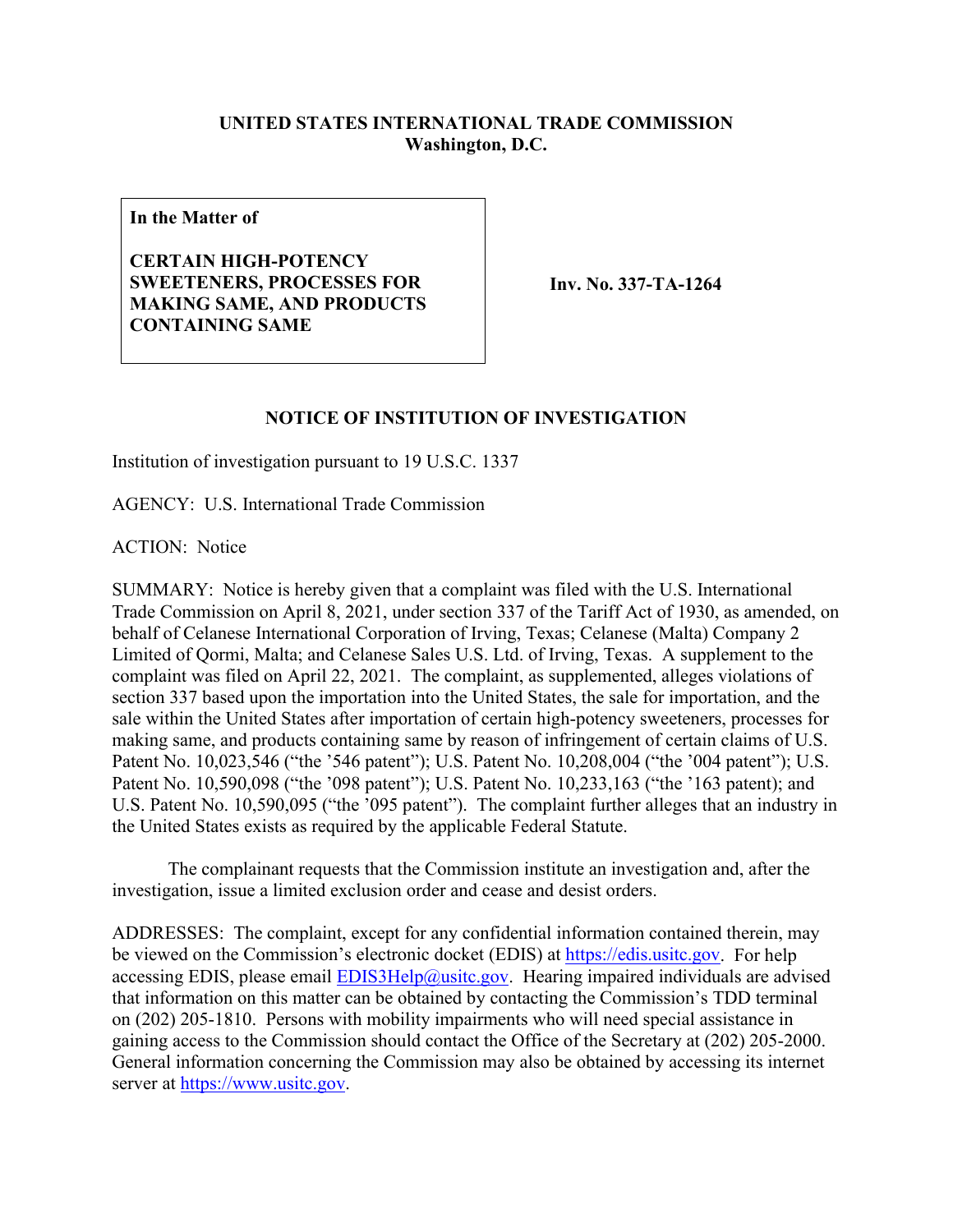**UNITED STATES INTERNATIONAL TRADE COMMISSION**
**Washington, D.C.**

| **In the Matter of** **CERTAIN HIGH-POTENCY SWEETENERS, PROCESSES FOR MAKING SAME, AND PRODUCTS CONTAINING SAME** | **Inv. No. 337-TA-1264** |
|---|---|

## NOTICE OF INSTITUTION OF INVESTIGATION

Institution of investigation pursuant to 19 U.S.C. 1337

AGENCY: U.S. International Trade Commission

ACTION: Notice

SUMMARY: Notice is hereby given that a complaint was filed with the U.S. International Trade Commission on April 8, 2021, under section 337 of the Tariff Act of 1930, as amended, on behalf of Celanese International Corporation of Irving, Texas; Celanese (Malta) Company 2 Limited of Qormi, Malta; and Celanese Sales U.S. Ltd. of Irving, Texas. A supplement to the complaint was filed on April 22, 2021. The complaint, as supplemented, alleges violations of section 337 based upon the importation into the United States, the sale for importation, and the sale within the United States after importation of certain high-potency sweeteners, processes for making same, and products containing same by reason of infringement of certain claims of U.S. Patent No. 10,023,546 ("the '546 patent"); U.S. Patent No. 10,208,004 ("the '004 patent"); U.S. Patent No. 10,590,098 ("the '098 patent"); U.S. Patent No. 10,233,163 ("the '163 patent); and U.S. Patent No. 10,590,095 ("the '095 patent"). The complaint further alleges that an industry in the United States exists as required by the applicable Federal Statute.

The complainant requests that the Commission institute an investigation and, after the investigation, issue a limited exclusion order and cease and desist orders.

ADDRESSES: The complaint, except for any confidential information contained therein, may be viewed on the Commission's electronic docket (EDIS) at https://edis.usitc.gov. For help accessing EDIS, please email EDIS3Help@usitc.gov. Hearing impaired individuals are advised that information on this matter can be obtained by contacting the Commission's TDD terminal on (202) 205-1810. Persons with mobility impairments who will need special assistance in gaining access to the Commission should contact the Office of the Secretary at (202) 205-2000. General information concerning the Commission may also be obtained by accessing its internet server at https://www.usitc.gov.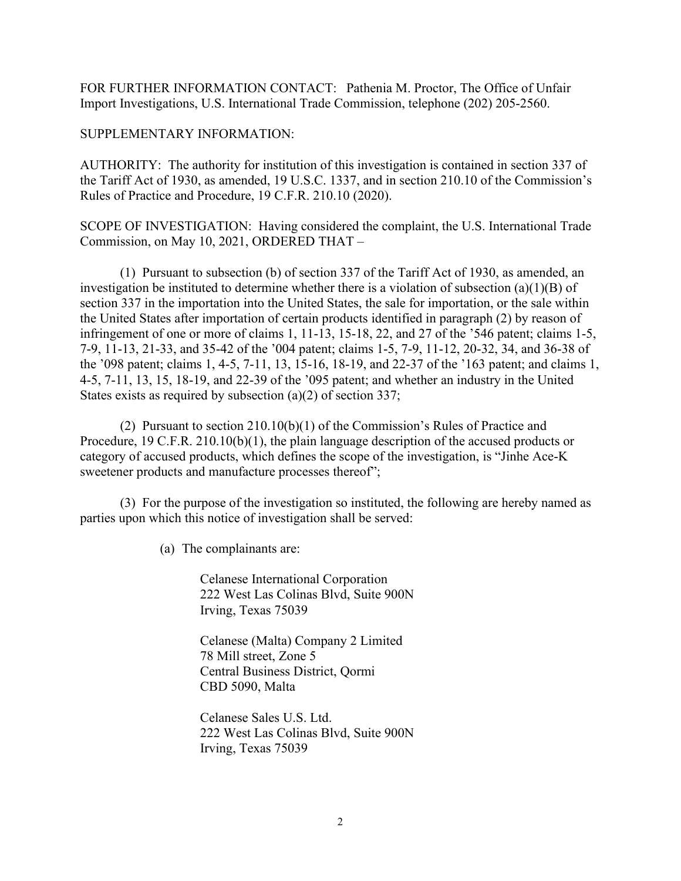FOR FURTHER INFORMATION CONTACT: Pathenia M. Proctor, The Office of Unfair Import Investigations, U.S. International Trade Commission, telephone (202) 205-2560.

SUPPLEMENTARY INFORMATION:

AUTHORITY: The authority for institution of this investigation is contained in section 337 of the Tariff Act of 1930, as amended, 19 U.S.C. 1337, and in section 210.10 of the Commission's Rules of Practice and Procedure, 19 C.F.R. 210.10 (2020).

SCOPE OF INVESTIGATION: Having considered the complaint, the U.S. International Trade Commission, on May 10, 2021, ORDERED THAT –

(1) Pursuant to subsection (b) of section 337 of the Tariff Act of 1930, as amended, an investigation be instituted to determine whether there is a violation of subsection (a)(1)(B) of section 337 in the importation into the United States, the sale for importation, or the sale within the United States after importation of certain products identified in paragraph (2) by reason of infringement of one or more of claims 1, 11-13, 15-18, 22, and 27 of the '546 patent; claims 1-5, 7-9, 11-13, 21-33, and 35-42 of the '004 patent; claims 1-5, 7-9, 11-12, 20-32, 34, and 36-38 of the '098 patent; claims 1, 4-5, 7-11, 13, 15-16, 18-19, and 22-37 of the '163 patent; and claims 1, 4-5, 7-11, 13, 15, 18-19, and 22-39 of the '095 patent; and whether an industry in the United States exists as required by subsection (a)(2) of section 337;

(2) Pursuant to section 210.10(b)(1) of the Commission's Rules of Practice and Procedure, 19 C.F.R. 210.10(b)(1), the plain language description of the accused products or category of accused products, which defines the scope of the investigation, is "Jinhe Ace-K sweetener products and manufacture processes thereof";

(3) For the purpose of the investigation so instituted, the following are hereby named as parties upon which this notice of investigation shall be served:

(a) The complainants are:

Celanese International Corporation
222 West Las Colinas Blvd, Suite 900N
Irving, Texas 75039

Celanese (Malta) Company 2 Limited
78 Mill street, Zone 5
Central Business District, Qormi
CBD 5090, Malta

Celanese Sales U.S. Ltd.
222 West Las Colinas Blvd, Suite 900N
Irving, Texas 75039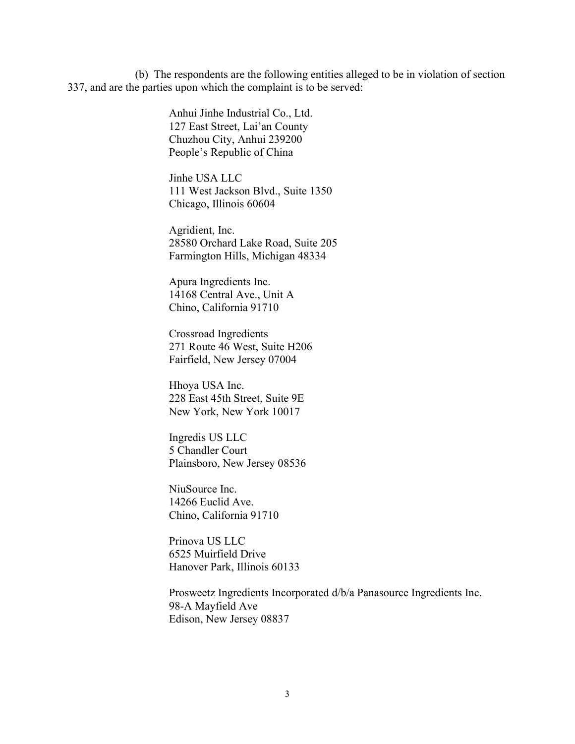(b) The respondents are the following entities alleged to be in violation of section 337, and are the parties upon which the complaint is to be served:

Anhui Jinhe Industrial Co., Ltd.
127 East Street, Lai'an County
Chuzhou City, Anhui 239200
People's Republic of China

Jinhe USA LLC
111 West Jackson Blvd., Suite 1350
Chicago, Illinois 60604

Agridient, Inc.
28580 Orchard Lake Road, Suite 205
Farmington Hills, Michigan 48334

Apura Ingredients Inc.
14168 Central Ave., Unit A
Chino, California 91710

Crossroad Ingredients
271 Route 46 West, Suite H206
Fairfield, New Jersey 07004

Hhoya USA Inc.
228 East 45th Street, Suite 9E
New York, New York 10017

Ingredis US LLC
5 Chandler Court
Plainsboro, New Jersey 08536

NiuSource Inc.
14266 Euclid Ave.
Chino, California 91710

Prinova US LLC
6525 Muirfield Drive
Hanover Park, Illinois 60133

Prosweetz Ingredients Incorporated d/b/a Panasource Ingredients Inc.
98-A Mayfield Ave
Edison, New Jersey 08837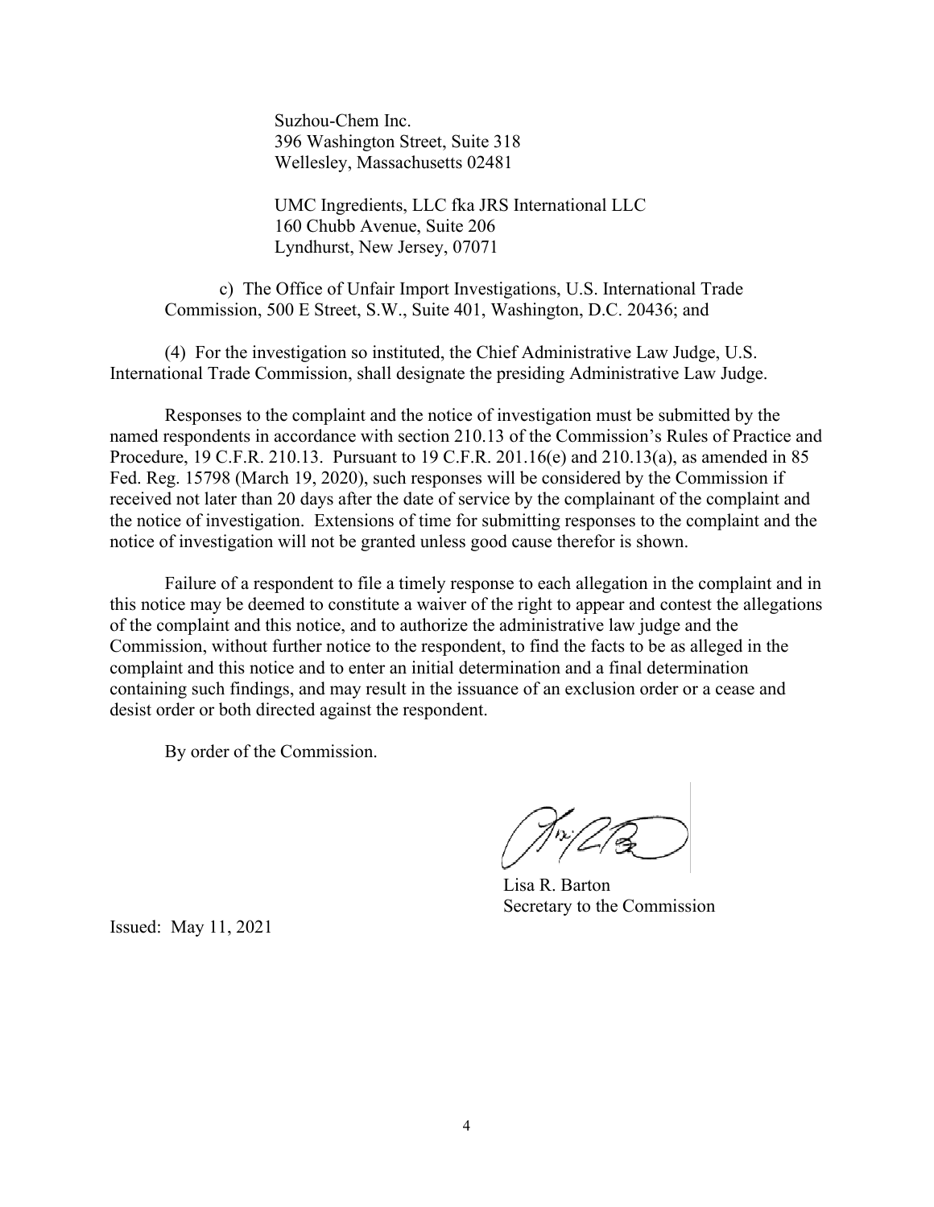Suzhou-Chem Inc.
396 Washington Street, Suite 318
Wellesley, Massachusetts 02481

UMC Ingredients, LLC fka JRS International LLC
160 Chubb Avenue, Suite 206
Lyndhurst, New Jersey, 07071

c) The Office of Unfair Import Investigations, U.S. International Trade Commission, 500 E Street, S.W., Suite 401, Washington, D.C. 20436; and

(4) For the investigation so instituted, the Chief Administrative Law Judge, U.S. International Trade Commission, shall designate the presiding Administrative Law Judge.

Responses to the complaint and the notice of investigation must be submitted by the named respondents in accordance with section 210.13 of the Commission's Rules of Practice and Procedure, 19 C.F.R. 210.13. Pursuant to 19 C.F.R. 201.16(e) and 210.13(a), as amended in 85 Fed. Reg. 15798 (March 19, 2020), such responses will be considered by the Commission if received not later than 20 days after the date of service by the complainant of the complaint and the notice of investigation. Extensions of time for submitting responses to the complaint and the notice of investigation will not be granted unless good cause therefor is shown.

Failure of a respondent to file a timely response to each allegation in the complaint and in this notice may be deemed to constitute a waiver of the right to appear and contest the allegations of the complaint and this notice, and to authorize the administrative law judge and the Commission, without further notice to the respondent, to find the facts to be as alleged in the complaint and this notice and to enter an initial determination and a final determination containing such findings, and may result in the issuance of an exclusion order or a cease and desist order or both directed against the respondent.

By order of the Commission.

Lisa R. Barton
Secretary to the Commission

Issued: May 11, 2021